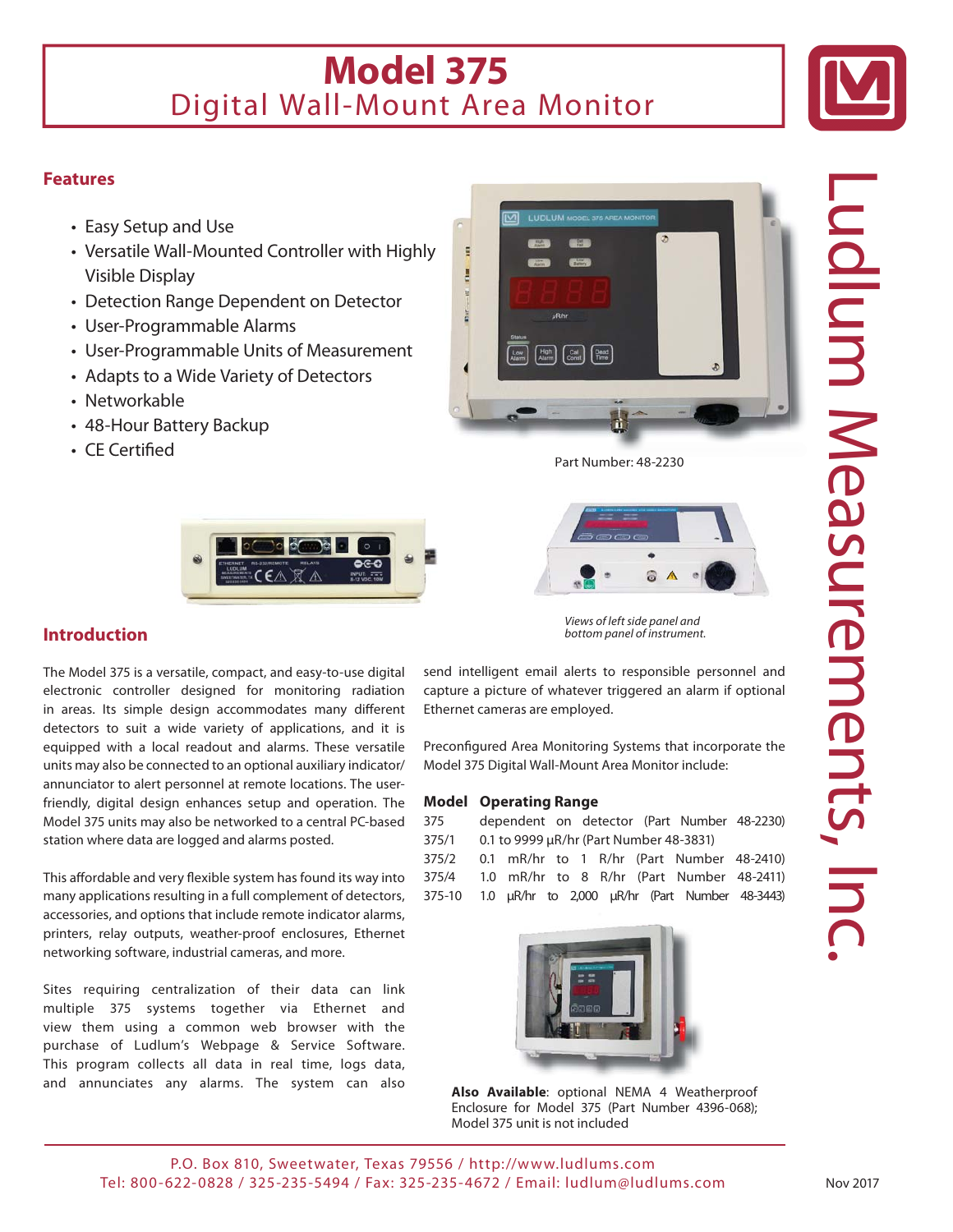# Model 375

## Digital Wall-Mount Area Monitor

### Features

- Easy Setup and Use
- Versatile Wall-Mounted Controller with Highly Visible Display
- Detection Range Dependent on Detector
- User-Programmable Alarms
- User-Programmable Units of Measurement
- Adapts to a Wide Variety of Detectors
- Networkable
- 48-Hour Battery Backup
- CE Certified

Part Number: 48-2230

*Views of left side panel and bottom panel of instrument.*

### Introduction

The Model 375 is a versatile, compact, and easy-to-use digital electronic controller designed for monitoring radiation in areas. Its simple design accommodates many different detectors to suit a wide variety of applications, and it is equipped with a local readout and alarms. These versatile units may also be connected to an optional auxiliary indicator/annunciator to alert personnel at remote locations. The user-friendly, digital design enhances setup and operation. The Model 375 units may also be networked to a central PC-based station where data are logged and alarms posted.

This affordable and very flexible system has found its way into many applications resulting in a full complement of detectors, accessories, and options that include remote indicator alarms, printers, relay outputs, weather-proof enclosures, Ethernet networking software, industrial cameras, and more.

Sites requiring centralization of their data can link multiple 375 systems together via Ethernet and view them using a common web browser with the purchase of Ludlum's Webpage & Service Software. This program collects all data in real time, logs data, and annunciates any alarms. The system can also send intelligent email alerts to responsible personnel and capture a picture of whatever triggered an alarm if optional Ethernet cameras are employed.

Preconfigured Area Monitoring Systems that incorporate the Model 375 Digital Wall-Mount Area Monitor include:

| Model | Operating Range |
|---|---|
| 375 | dependent on detector (Part Number 48-2230) |
| 375/1 | 0.1 to 9999 µR/hr (Part Number 48-3831) |
| 375/2 | 0.1 mR/hr to 1 R/hr (Part Number 48-2410) |
| 375/4 | 1.0 mR/hr to 8 R/hr (Part Number 48-2411) |
| 375-10 | 1.0 µR/hr to 2,000 µR/hr (Part Number 48-3443) |

**Also Available**: optional NEMA 4 Weatherproof Enclosure for Model 375 (Part Number 4396-068); Model 375 unit is not included

Ludlum Measurements, Inc.

P.O. Box 810, Sweetwater, Texas 79556 / http://www.ludlums.com
Tel: 800-622-0828 / 325-235-5494 / Fax: 325-235-4672 / Email: ludlum@ludlums.com

Nov 2017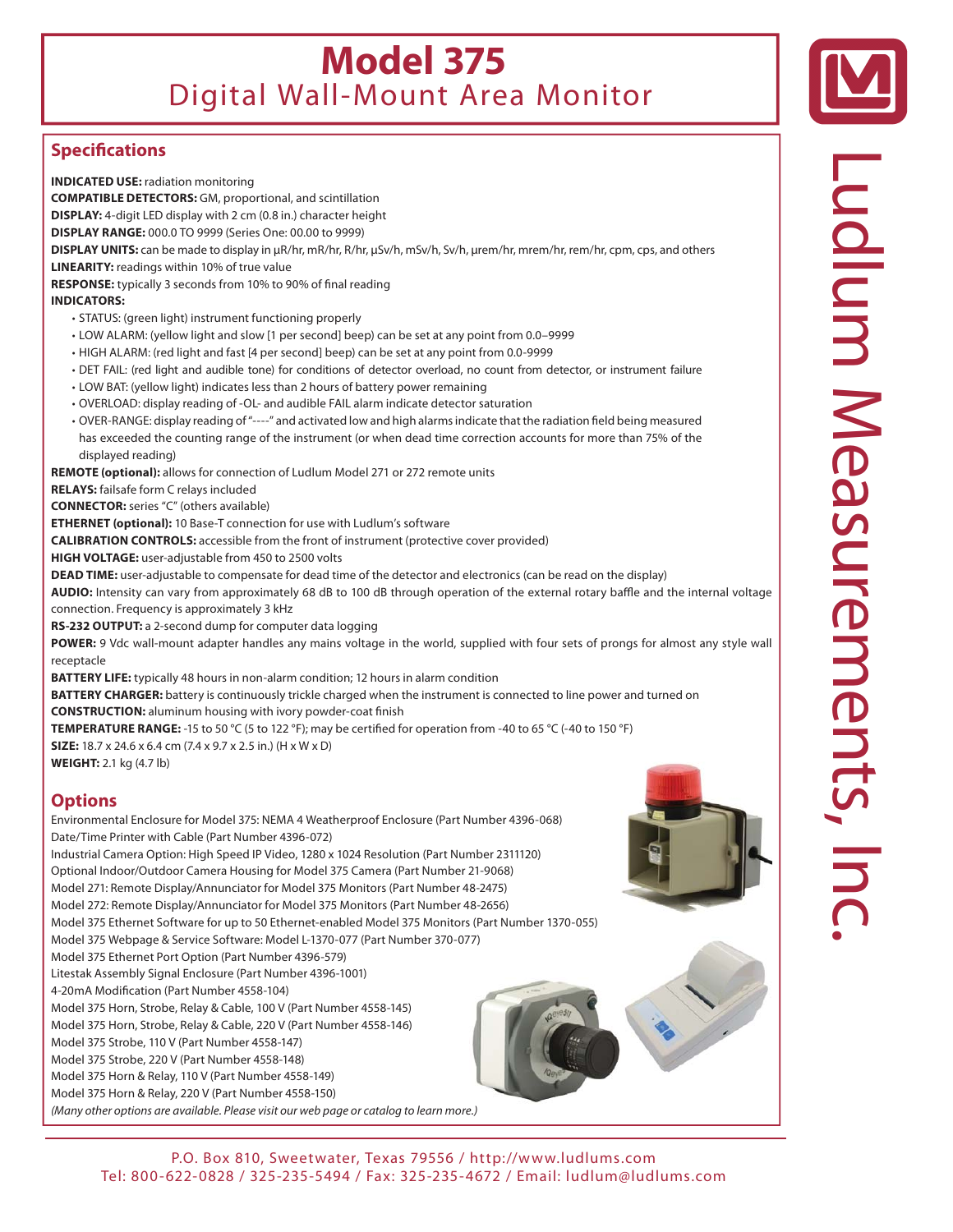# Model 375
## Digital Wall-Mount Area Monitor

Ludlum Measurements, Inc.

## Specifications

**INDICATED USE:** radiation monitoring
**COMPATIBLE DETECTORS:** GM, proportional, and scintillation
**DISPLAY:** 4-digit LED display with 2 cm (0.8 in.) character height
**DISPLAY RANGE:** 000.0 TO 9999 (Series One: 00.00 to 9999)
**DISPLAY UNITS:** can be made to display in μR/hr, mR/hr, R/hr, μSv/h, mSv/h, Sv/h, μrem/hr, mrem/hr, rem/hr, cpm, cps, and others
**LINEARITY:** readings within 10% of true value
**RESPONSE:** typically 3 seconds from 10% to 90% of final reading
**INDICATORS:**

- STATUS: (green light) instrument functioning properly
- LOW ALARM: (yellow light and slow [1 per second] beep) can be set at any point from 0.0–9999
- HIGH ALARM: (red light and fast [4 per second] beep) can be set at any point from 0.0-9999
- DET FAIL: (red light and audible tone) for conditions of detector overload, no count from detector, or instrument failure
- LOW BAT: (yellow light) indicates less than 2 hours of battery power remaining
- OVERLOAD: display reading of -OL- and audible FAIL alarm indicate detector saturation
- OVER-RANGE: display reading of "----" and activated low and high alarms indicate that the radiation field being measured has exceeded the counting range of the instrument (or when dead time correction accounts for more than 75% of the displayed reading)

**REMOTE (optional):** allows for connection of Ludlum Model 271 or 272 remote units
**RELAYS:** failsafe form C relays included
**CONNECTOR:** series "C" (others available)
**ETHERNET (optional):** 10 Base-T connection for use with Ludlum's software
**CALIBRATION CONTROLS:** accessible from the front of instrument (protective cover provided)
**HIGH VOLTAGE:** user-adjustable from 450 to 2500 volts
**DEAD TIME:** user-adjustable to compensate for dead time of the detector and electronics (can be read on the display)
**AUDIO:** Intensity can vary from approximately 68 dB to 100 dB through operation of the external rotary baffle and the internal voltage connection. Frequency is approximately 3 kHz
**RS-232 OUTPUT:** a 2-second dump for computer data logging
**POWER:** 9 Vdc wall-mount adapter handles any mains voltage in the world, supplied with four sets of prongs for almost any style wall receptacle
**BATTERY LIFE:** typically 48 hours in non-alarm condition; 12 hours in alarm condition
**BATTERY CHARGER:** battery is continuously trickle charged when the instrument is connected to line power and turned on
**CONSTRUCTION:** aluminum housing with ivory powder-coat finish
**TEMPERATURE RANGE:** -15 to 50 °C (5 to 122 °F); may be certified for operation from -40 to 65 °C (-40 to 150 °F)
**SIZE:** 18.7 x 24.6 x 6.4 cm (7.4 x 9.7 x 2.5 in.) (H x W x D)
**WEIGHT:** 2.1 kg (4.7 lb)

## Options

Environmental Enclosure for Model 375: NEMA 4 Weatherproof Enclosure (Part Number 4396-068)
Date/Time Printer with Cable (Part Number 4396-072)
Industrial Camera Option: High Speed IP Video, 1280 x 1024 Resolution (Part Number 2311120)
Optional Indoor/Outdoor Camera Housing for Model 375 Camera (Part Number 21-9068)
Model 271: Remote Display/Annunciator for Model 375 Monitors (Part Number 48-2475)
Model 272: Remote Display/Annunciator for Model 375 Monitors (Part Number 48-2656)
Model 375 Ethernet Software for up to 50 Ethernet-enabled Model 375 Monitors (Part Number 1370-055)
Model 375 Webpage & Service Software: Model L-1370-077 (Part Number 370-077)
Model 375 Ethernet Port Option (Part Number 4396-579)
Litestak Assembly Signal Enclosure (Part Number 4396-1001)
4-20mA Modification (Part Number 4558-104)
Model 375 Horn, Strobe, Relay & Cable, 100 V (Part Number 4558-145)
Model 375 Horn, Strobe, Relay & Cable, 220 V (Part Number 4558-146)
Model 375 Strobe, 110 V (Part Number 4558-147)
Model 375 Strobe, 220 V (Part Number 4558-148)
Model 375 Horn & Relay, 110 V (Part Number 4558-149)
Model 375 Horn & Relay, 220 V (Part Number 4558-150)
*(Many other options are available. Please visit our web page or catalog to learn more.)*

P.O. Box 810, Sweetwater, Texas 79556 / http://www.ludlums.com
Tel: 800-622-0828 / 325-235-5494 / Fax: 325-235-4672 / Email: ludlum@ludlums.com